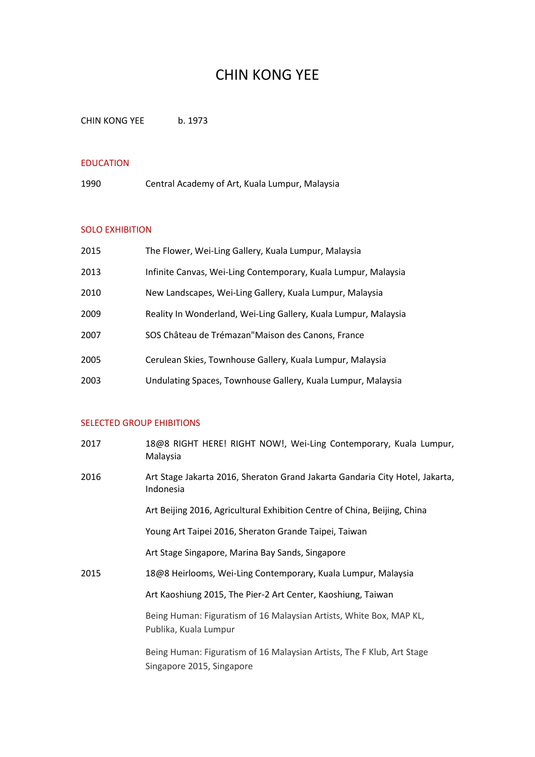# CHIN KONG YEE

CHIN KONG YEE b. 1973

## EDUCATION

1990 Central Academy of Art, Kuala Lumpur, Malaysia

## SOLO EXHIBITION

2015 The Flower, Wei-Ling Gallery, Kuala Lumpur, Malaysia

2013 Infinite Canvas, Wei-Ling Contemporary, Kuala Lumpur, Malaysia

2010 New Landscapes, Wei-Ling Gallery, Kuala Lumpur, Malaysia

2009 Reality In Wonderland, Wei-Ling Gallery, Kuala Lumpur, Malaysia

2007 SOS Château de Trémazan"Maison des Canons, France

2005 Cerulean Skies, Townhouse Gallery, Kuala Lumpur, Malaysia

2003 Undulating Spaces, Townhouse Gallery, Kuala Lumpur, Malaysia

## SELECTED GROUP EHIBITIONS

2017 18@8 RIGHT HERE! RIGHT NOW!, Wei-Ling Contemporary, Kuala Lumpur, Malaysia

2016 Art Stage Jakarta 2016, Sheraton Grand Jakarta Gandaria City Hotel, Jakarta, Indonesia

Art Beijing 2016, Agricultural Exhibition Centre of China, Beijing, China

Young Art Taipei 2016, Sheraton Grande Taipei, Taiwan

Art Stage Singapore, Marina Bay Sands, Singapore

2015 18@8 Heirlooms, Wei-Ling Contemporary, Kuala Lumpur, Malaysia

Art Kaoshiung 2015, The Pier-2 Art Center, Kaoshiung, Taiwan

Being Human: Figuratism of 16 Malaysian Artists, White Box, MAP KL, Publika, Kuala Lumpur

Being Human: Figuratism of 16 Malaysian Artists, The F Klub, Art Stage Singapore 2015, Singapore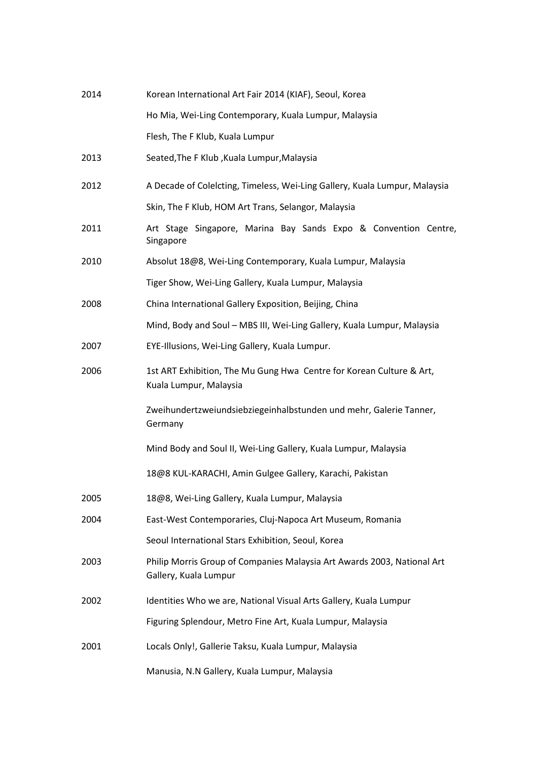| | |
|---|---|
| 2014 | Korean International Art Fair 2014 (KIAF), Seoul, Korea |
| | Ho Mia, Wei-Ling Contemporary, Kuala Lumpur, Malaysia |
| | Flesh, The F Klub, Kuala Lumpur |
| 2013 | Seated,The F Klub ,Kuala Lumpur,Malaysia |
| 2012 | A Decade of Colelcting, Timeless, Wei-Ling Gallery, Kuala Lumpur, Malaysia |
| | Skin, The F Klub, HOM Art Trans, Selangor, Malaysia |
| 2011 | Art Stage Singapore, Marina Bay Sands Expo & Convention Centre, Singapore |
| 2010 | Absolut 18@8, Wei-Ling Contemporary, Kuala Lumpur, Malaysia |
| | Tiger Show, Wei-Ling Gallery, Kuala Lumpur, Malaysia |
| 2008 | China International Gallery Exposition, Beijing, China |
| | Mind, Body and Soul – MBS III, Wei-Ling Gallery, Kuala Lumpur, Malaysia |
| 2007 | EYE-Illusions, Wei-Ling Gallery, Kuala Lumpur. |
| 2006 | 1st ART Exhibition, The Mu Gung Hwa Centre for Korean Culture & Art, Kuala Lumpur, Malaysia |
| | Zweihundertzweiundsiebziegeinhalbstunden und mehr, Galerie Tanner, Germany |
| | Mind Body and Soul II, Wei-Ling Gallery, Kuala Lumpur, Malaysia |
| | 18@8 KUL-KARACHI, Amin Gulgee Gallery, Karachi, Pakistan |
| 2005 | 18@8, Wei-Ling Gallery, Kuala Lumpur, Malaysia |
| 2004 | East-West Contemporaries, Cluj-Napoca Art Museum, Romania |
| | Seoul International Stars Exhibition, Seoul, Korea |
| 2003 | Philip Morris Group of Companies Malaysia Art Awards 2003, National Art Gallery, Kuala Lumpur |
| 2002 | Identities Who we are, National Visual Arts Gallery, Kuala Lumpur |
| | Figuring Splendour, Metro Fine Art, Kuala Lumpur, Malaysia |
| 2001 | Locals Only!, Gallerie Taksu, Kuala Lumpur, Malaysia |
| | Manusia, N.N Gallery, Kuala Lumpur, Malaysia |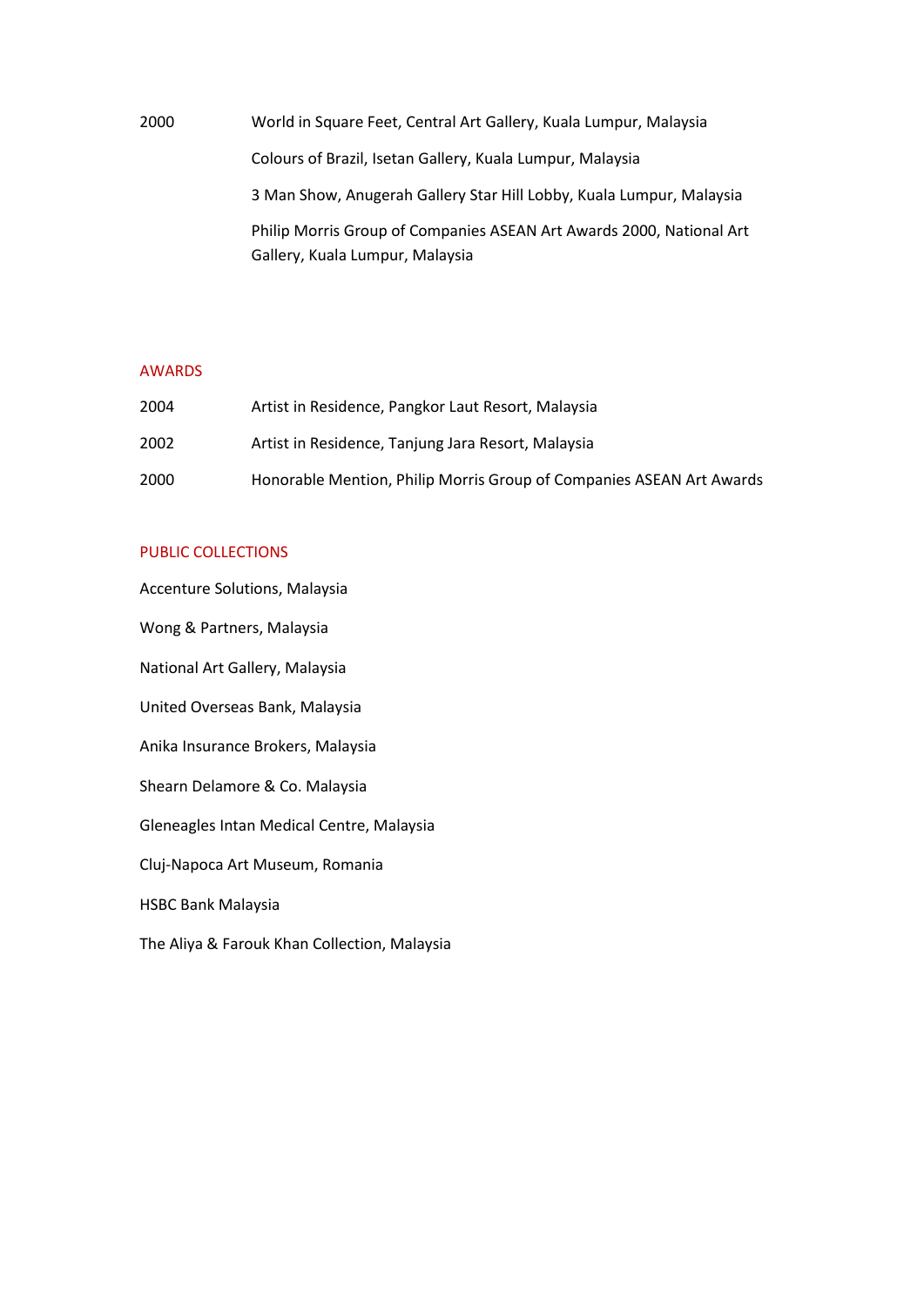| | |
|---|---|
| 2000 | World in Square Feet, Central Art Gallery, Kuala Lumpur, Malaysia |
| | Colours of Brazil, Isetan Gallery, Kuala Lumpur, Malaysia |
| | 3 Man Show, Anugerah Gallery Star Hill Lobby, Kuala Lumpur, Malaysia |
| | Philip Morris Group of Companies ASEAN Art Awards 2000, National Art Gallery, Kuala Lumpur, Malaysia |

## AWARDS

| | |
|---|---|
| 2004 | Artist in Residence, Pangkor Laut Resort, Malaysia |
| 2002 | Artist in Residence, Tanjung Jara Resort, Malaysia |
| 2000 | Honorable Mention, Philip Morris Group of Companies ASEAN Art Awards |

## PUBLIC COLLECTIONS

Accenture Solutions, Malaysia

Wong & Partners, Malaysia

National Art Gallery, Malaysia

United Overseas Bank, Malaysia

Anika Insurance Brokers, Malaysia

Shearn Delamore & Co. Malaysia

Gleneagles Intan Medical Centre, Malaysia

Cluj-Napoca Art Museum, Romania

HSBC Bank Malaysia

The Aliya & Farouk Khan Collection, Malaysia